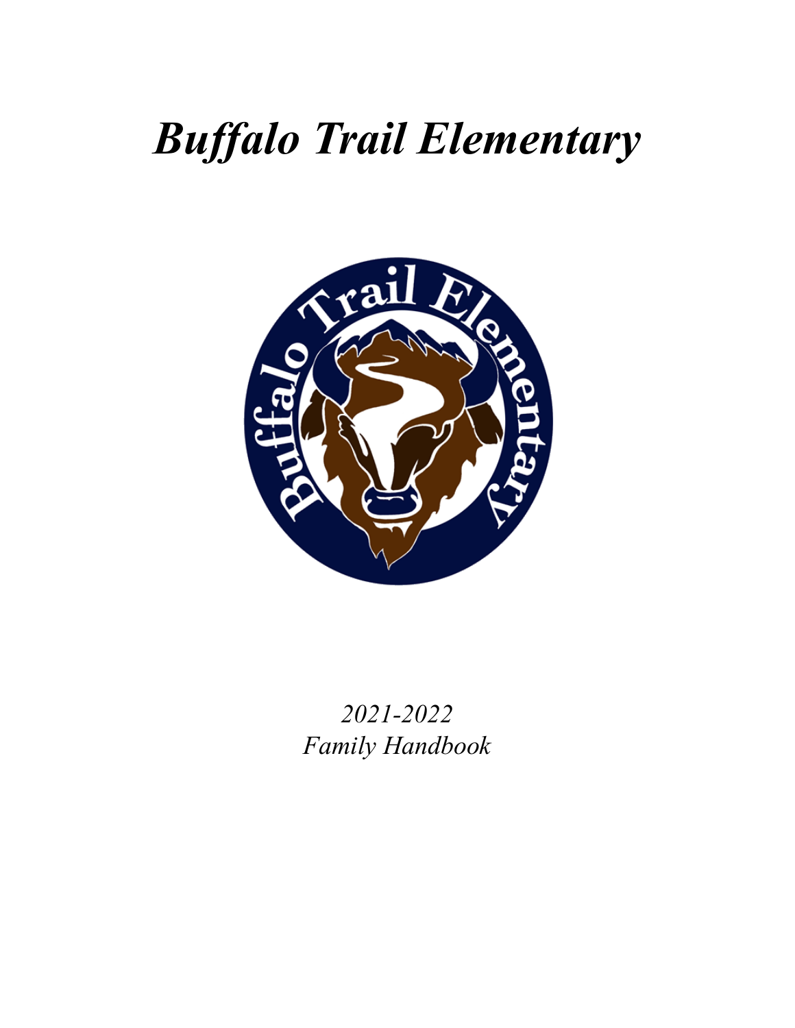# *Buffalo Trail Elementary*

*2021-2022*
*Family Handbook*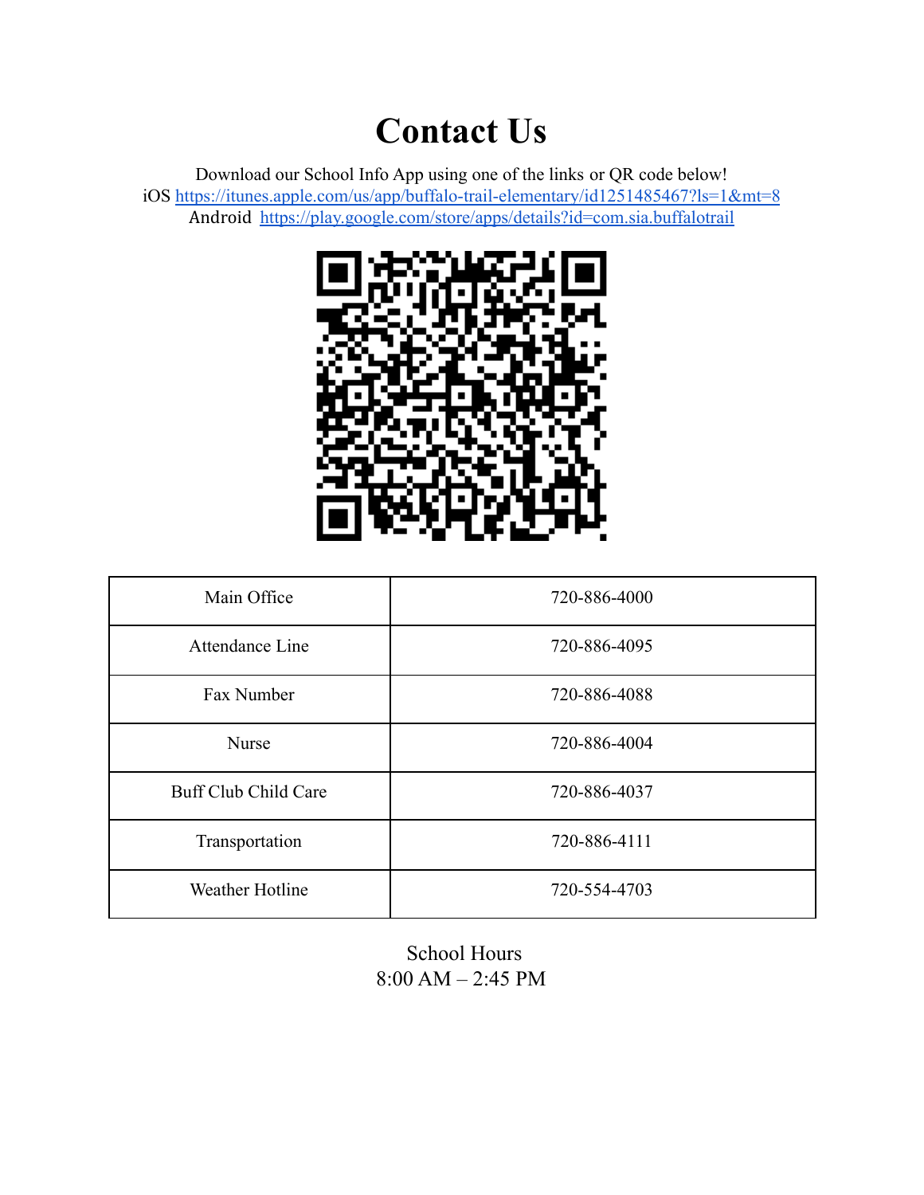# Contact Us

Download our School Info App using one of the links or QR code below!
iOS https://itunes.apple.com/us/app/buffalo-trail-elementary/id1251485467?ls=1&mt=8
Android https://play.google.com/store/apps/details?id=com.sia.buffalotrail

| Main Office | 720-886-4000 |
|---|---|
| Attendance Line | 720-886-4095 |
| Fax Number | 720-886-4088 |
| Nurse | 720-886-4004 |
| Buff Club Child Care | 720-886-4037 |
| Transportation | 720-886-4111 |
| Weather Hotline | 720-554-4703 |

School Hours
8:00 AM – 2:45 PM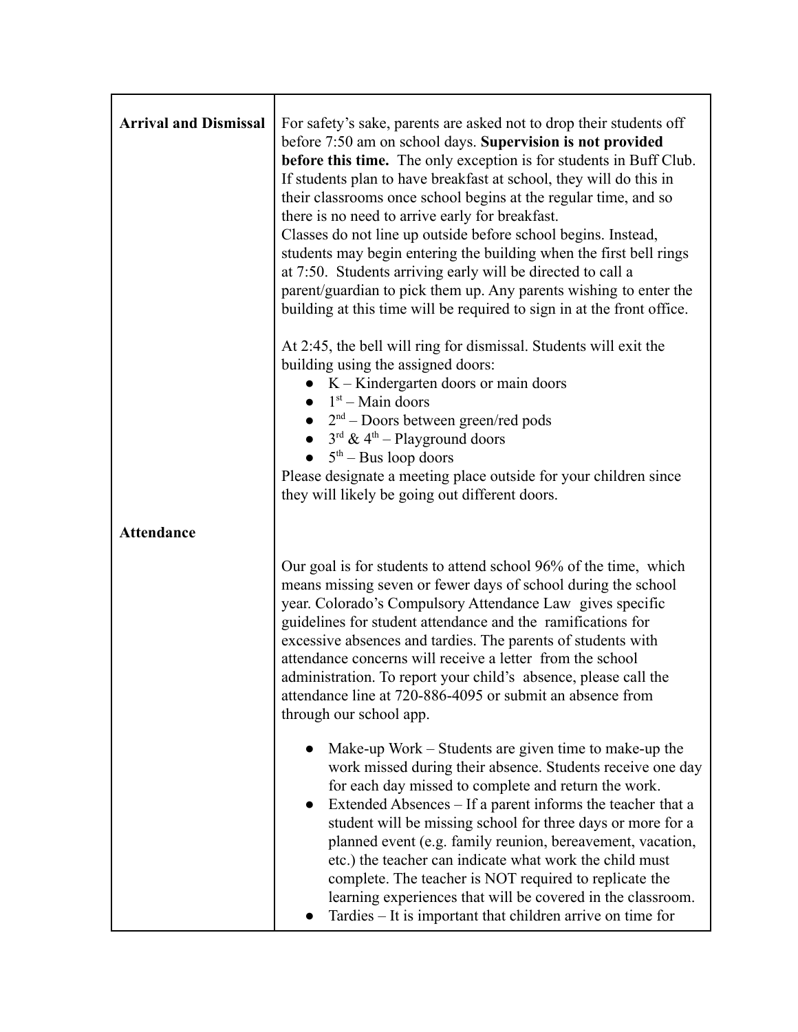| | |
|---|---|
| **Arrival and Dismissal** | For safety's sake, parents are asked not to drop their students off before 7:50 am on school days. **Supervision is not provided before this time.** The only exception is for students in Buff Club. If students plan to have breakfast at school, they will do this in their classrooms once school begins at the regular time, and so there is no need to arrive early for breakfast.<br>Classes do not line up outside before school begins. Instead, students may begin entering the building when the first bell rings at 7:50. Students arriving early will be directed to call a parent/guardian to pick them up. Any parents wishing to enter the building at this time will be required to sign in at the front office.<br><br>At 2:45, the bell will ring for dismissal. Students will exit the building using the assigned doors:<br>● K – Kindergarten doors or main doors<br>● 1st – Main doors<br>● 2nd – Doors between green/red pods<br>● 3rd & 4th – Playground doors<br>● 5th – Bus loop doors<br>Please designate a meeting place outside for your children since they will likely be going out different doors. |
| **Attendance** | Our goal is for students to attend school 96% of the time, which means missing seven or fewer days of school during the school year. Colorado's Compulsory Attendance Law gives specific guidelines for student attendance and the ramifications for excessive absences and tardies. The parents of students with attendance concerns will receive a letter from the school administration. To report your child's absence, please call the attendance line at 720-886-4095 or submit an absence from through our school app.<br><br>● Make-up Work – Students are given time to make-up the work missed during their absence. Students receive one day for each day missed to complete and return the work.<br>● Extended Absences – If a parent informs the teacher that a student will be missing school for three days or more for a planned event (e.g. family reunion, bereavement, vacation, etc.) the teacher can indicate what work the child must complete. The teacher is NOT required to replicate the learning experiences that will be covered in the classroom.<br>● Tardies – It is important that children arrive on time for |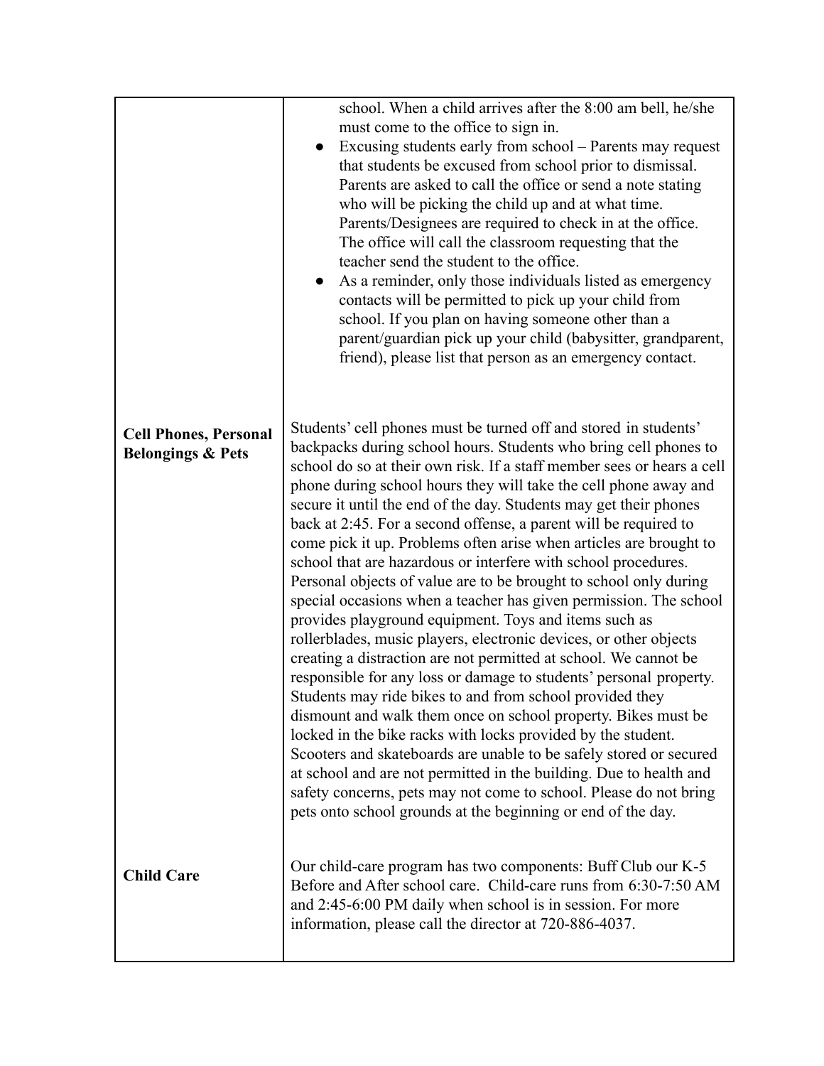| | |
|---|---|
| | school. When a child arrives after the 8:00 am bell, he/she must come to the office to sign in.<br>• Excusing students early from school – Parents may request that students be excused from school prior to dismissal. Parents are asked to call the office or send a note stating who will be picking the child up and at what time. Parents/Designees are required to check in at the office. The office will call the classroom requesting that the teacher send the student to the office.<br>• As a reminder, only those individuals listed as emergency contacts will be permitted to pick up your child from school. If you plan on having someone other than a parent/guardian pick up your child (babysitter, grandparent, friend), please list that person as an emergency contact. |
| **Cell Phones, Personal Belongings & Pets** | Students' cell phones must be turned off and stored in students' backpacks during school hours. Students who bring cell phones to school do so at their own risk. If a staff member sees or hears a cell phone during school hours they will take the cell phone away and secure it until the end of the day. Students may get their phones back at 2:45. For a second offense, a parent will be required to come pick it up. Problems often arise when articles are brought to school that are hazardous or interfere with school procedures. Personal objects of value are to be brought to school only during special occasions when a teacher has given permission. The school provides playground equipment. Toys and items such as rollerblades, music players, electronic devices, or other objects creating a distraction are not permitted at school. We cannot be responsible for any loss or damage to students' personal property. Students may ride bikes to and from school provided they dismount and walk them once on school property. Bikes must be locked in the bike racks with locks provided by the student. Scooters and skateboards are unable to be safely stored or secured at school and are not permitted in the building. Due to health and safety concerns, pets may not come to school. Please do not bring pets onto school grounds at the beginning or end of the day. |
| **Child Care** | Our child-care program has two components: Buff Club our K-5 Before and After school care. Child-care runs from 6:30-7:50 AM and 2:45-6:00 PM daily when school is in session. For more information, please call the director at 720-886-4037. |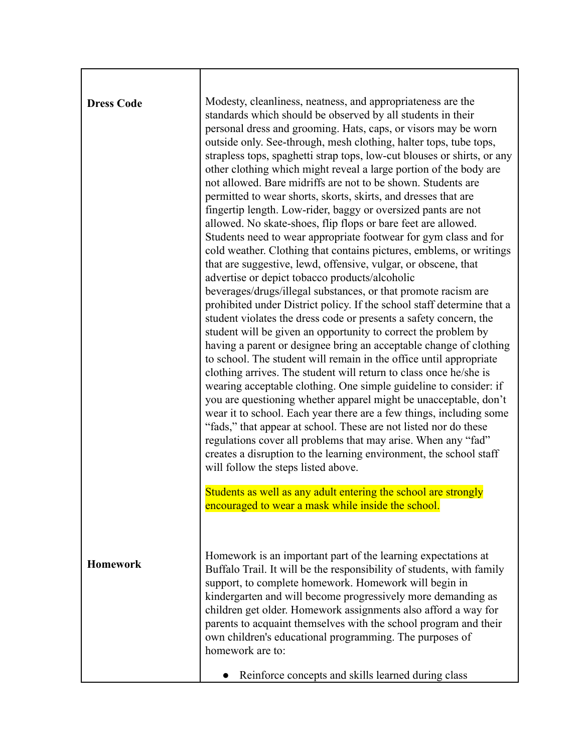| | |
|---|---|
| **Dress Code** | Modesty, cleanliness, neatness, and appropriateness are the standards which should be observed by all students in their personal dress and grooming. Hats, caps, or visors may be worn outside only. See-through, mesh clothing, halter tops, tube tops, strapless tops, spaghetti strap tops, low-cut blouses or shirts, or any other clothing which might reveal a large portion of the body are not allowed. Bare midriffs are not to be shown. Students are permitted to wear shorts, skorts, skirts, and dresses that are fingertip length. Low-rider, baggy or oversized pants are not allowed. No skate-shoes, flip flops or bare feet are allowed. Students need to wear appropriate footwear for gym class and for cold weather. Clothing that contains pictures, emblems, or writings that are suggestive, lewd, offensive, vulgar, or obscene, that advertise or depict tobacco products/alcoholic beverages/drugs/illegal substances, or that promote racism are prohibited under District policy. If the school staff determine that a student violates the dress code or presents a safety concern, the student will be given an opportunity to correct the problem by having a parent or designee bring an acceptable change of clothing to school. The student will remain in the office until appropriate clothing arrives. The student will return to class once he/she is wearing acceptable clothing. One simple guideline to consider: if you are questioning whether apparel might be unacceptable, don't wear it to school. Each year there are a few things, including some "fads," that appear at school. These are not listed nor do these regulations cover all problems that may arise. When any "fad" creates a disruption to the learning environment, the school staff will follow the steps listed above.<br><br>Students as well as any adult entering the school are strongly encouraged to wear a mask while inside the school. |
| **Homework** | Homework is an important part of the learning expectations at Buffalo Trail. It will be the responsibility of students, with family support, to complete homework. Homework will begin in kindergarten and will become progressively more demanding as children get older. Homework assignments also afford a way for parents to acquaint themselves with the school program and their own children's educational programming. The purposes of homework are to:<br><br>● Reinforce concepts and skills learned during class |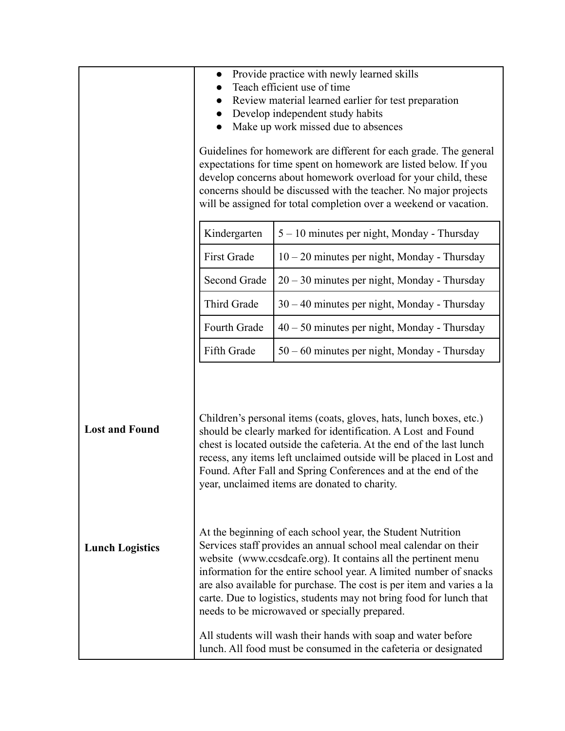- Provide practice with newly learned skills
- Teach efficient use of time
- Review material learned earlier for test preparation
- Develop independent study habits
- Make up work missed due to absences

Guidelines for homework are different for each grade. The general expectations for time spent on homework are listed below. If you develop concerns about homework overload for your child, these concerns should be discussed with the teacher. No major projects will be assigned for total completion over a weekend or vacation.

| Grade | Time |
| --- | --- |
| Kindergarten | 5 – 10 minutes per night, Monday - Thursday |
| First Grade | 10 – 20 minutes per night, Monday - Thursday |
| Second Grade | 20 – 30 minutes per night, Monday - Thursday |
| Third Grade | 30 – 40 minutes per night, Monday - Thursday |
| Fourth Grade | 40 – 50 minutes per night, Monday - Thursday |
| Fifth Grade | 50 – 60 minutes per night, Monday - Thursday |

**Lost and Found**

Children's personal items (coats, gloves, hats, lunch boxes, etc.) should be clearly marked for identification. A Lost and Found chest is located outside the cafeteria. At the end of the last lunch recess, any items left unclaimed outside will be placed in Lost and Found. After Fall and Spring Conferences and at the end of the year, unclaimed items are donated to charity.

**Lunch Logistics**

At the beginning of each school year, the Student Nutrition Services staff provides an annual school meal calendar on their website (www.ccsdcafe.org). It contains all the pertinent menu information for the entire school year. A limited number of snacks are also available for purchase. The cost is per item and varies a la carte. Due to logistics, students may not bring food for lunch that needs to be microwaved or specially prepared.

All students will wash their hands with soap and water before lunch. All food must be consumed in the cafeteria or designated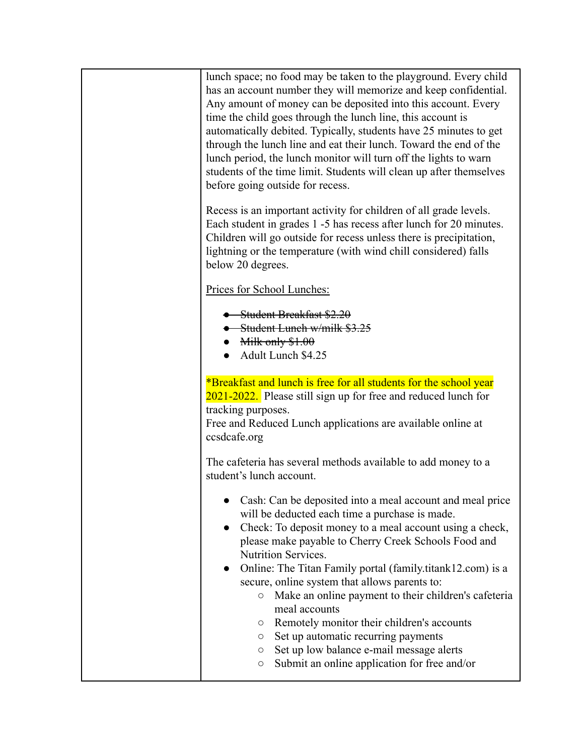| | lunch space; no food may be taken to the playground. Every child has an account number they will memorize and keep confidential. Any amount of money can be deposited into this account. Every time the child goes through the lunch line, this account is automatically debited. Typically, students have 25 minutes to get through the lunch line and eat their lunch. Toward the end of the lunch period, the lunch monitor will turn off the lights to warn students of the time limit. Students will clean up after themselves before going outside for recess.<br><br>Recess is an important activity for children of all grade levels. Each student in grades 1 -5 has recess after lunch for 20 minutes. Children will go outside for recess unless there is precipitation, lightning or the temperature (with wind chill considered) falls below 20 degrees.<br><br><u>Prices for School Lunches:</u><br><br>● ~~Student Breakfast $2.20~~<br>● ~~Student Lunch w/milk $3.25~~<br>● ~~Milk only $1.00~~<br>● Adult Lunch $4.25<br><br>*Breakfast and lunch is free for all students for the school year 2021-2022. Please still sign up for free and reduced lunch for tracking purposes.<br>Free and Reduced Lunch applications are available online at ccsdcafe.org<br><br>The cafeteria has several methods available to add money to a student's lunch account.<br><br>● Cash: Can be deposited into a meal account and meal price will be deducted each time a purchase is made.<br>● Check: To deposit money to a meal account using a check, please make payable to Cherry Creek Schools Food and Nutrition Services.<br>● Online: The Titan Family portal (family.titank12.com) is a secure, online system that allows parents to:<br>&nbsp;&nbsp;&nbsp;&nbsp;○ Make an online payment to their children's cafeteria meal accounts<br>&nbsp;&nbsp;&nbsp;&nbsp;○ Remotely monitor their children's accounts<br>&nbsp;&nbsp;&nbsp;&nbsp;○ Set up automatic recurring payments<br>&nbsp;&nbsp;&nbsp;&nbsp;○ Set up low balance e-mail message alerts<br>&nbsp;&nbsp;&nbsp;&nbsp;○ Submit an online application for free and/or |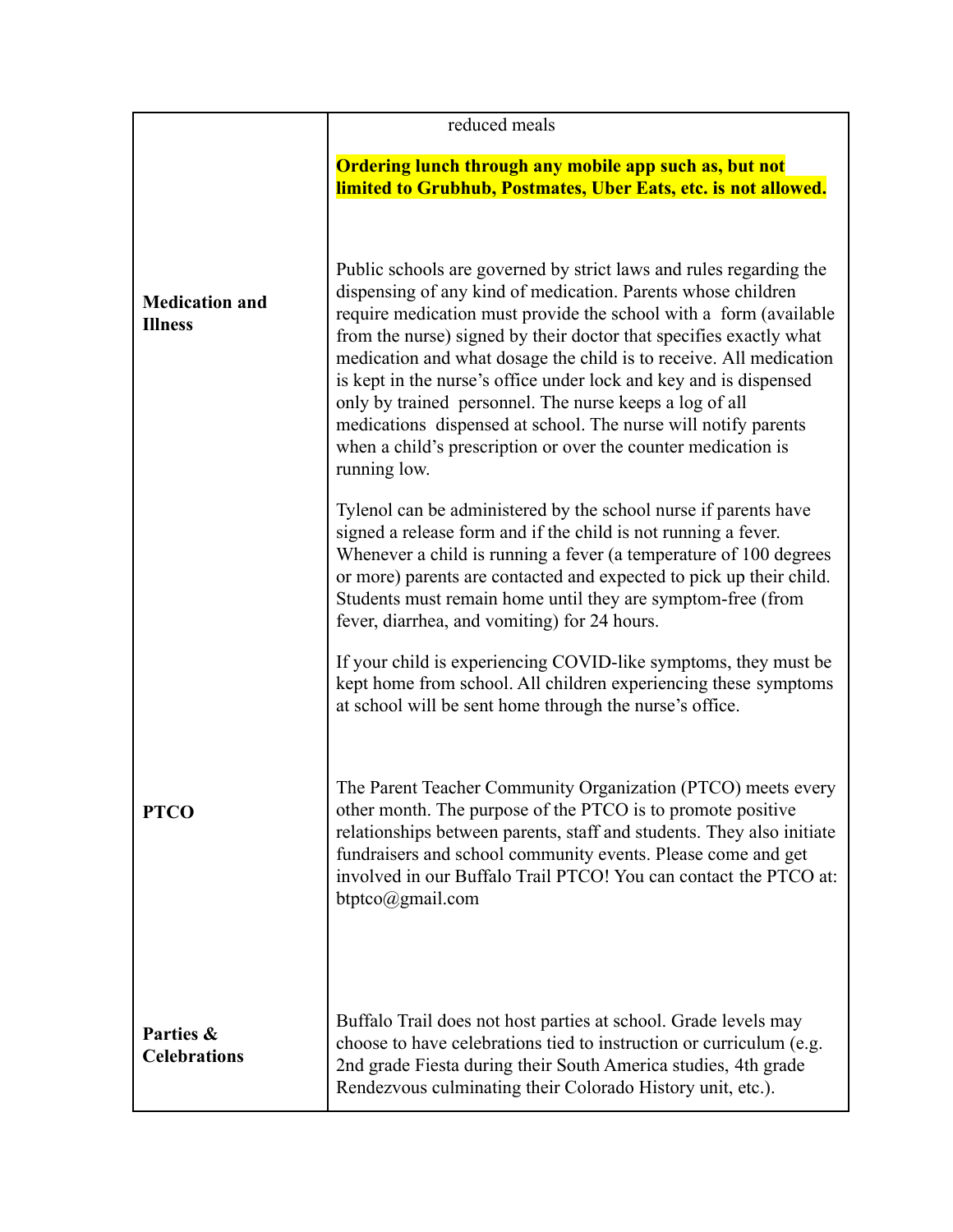| | |
|---|---|
| | reduced meals<br><br>**Ordering lunch through any mobile app such as, but not limited to Grubhub, Postmates, Uber Eats, etc. is not allowed.** |
| **Medication and Illness** | Public schools are governed by strict laws and rules regarding the dispensing of any kind of medication. Parents whose children require medication must provide the school with a form (available from the nurse) signed by their doctor that specifies exactly what medication and what dosage the child is to receive. All medication is kept in the nurse's office under lock and key and is dispensed only by trained personnel. The nurse keeps a log of all medications dispensed at school. The nurse will notify parents when a child's prescription or over the counter medication is running low.<br><br>Tylenol can be administered by the school nurse if parents have signed a release form and if the child is not running a fever. Whenever a child is running a fever (a temperature of 100 degrees or more) parents are contacted and expected to pick up their child. Students must remain home until they are symptom-free (from fever, diarrhea, and vomiting) for 24 hours.<br><br>If your child is experiencing COVID-like symptoms, they must be kept home from school. All children experiencing these symptoms at school will be sent home through the nurse's office. |
| **PTCO** | The Parent Teacher Community Organization (PTCO) meets every other month. The purpose of the PTCO is to promote positive relationships between parents, staff and students. They also initiate fundraisers and school community events. Please come and get involved in our Buffalo Trail PTCO! You can contact the PTCO at: btptco@gmail.com |
| **Parties & Celebrations** | Buffalo Trail does not host parties at school. Grade levels may choose to have celebrations tied to instruction or curriculum (e.g. 2nd grade Fiesta during their South America studies, 4th grade Rendezvous culminating their Colorado History unit, etc.). |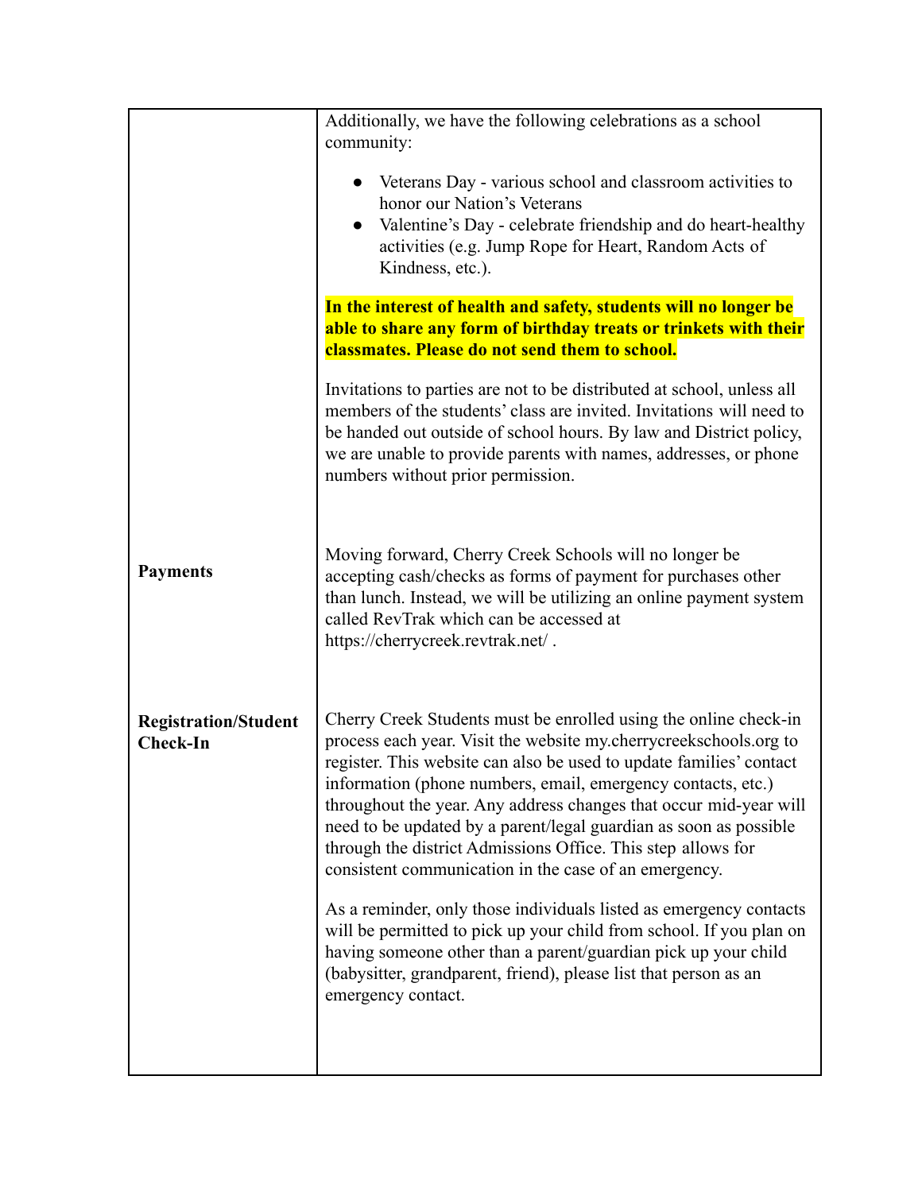| | |
|---|---|
| | Additionally, we have the following celebrations as a school community:<br><br>● Veterans Day - various school and classroom activities to honor our Nation's Veterans<br>● Valentine's Day - celebrate friendship and do heart-healthy activities (e.g. Jump Rope for Heart, Random Acts of Kindness, etc.).<br><br>**In the interest of health and safety, students will no longer be able to share any form of birthday treats or trinkets with their classmates. Please do not send them to school.**<br><br>Invitations to parties are not to be distributed at school, unless all members of the students' class are invited. Invitations will need to be handed out outside of school hours. By law and District policy, we are unable to provide parents with names, addresses, or phone numbers without prior permission. |
| **Payments** | Moving forward, Cherry Creek Schools will no longer be accepting cash/checks as forms of payment for purchases other than lunch. Instead, we will be utilizing an online payment system called RevTrak which can be accessed at https://cherrycreek.revtrak.net/ . |
| **Registration/Student Check-In** | Cherry Creek Students must be enrolled using the online check-in process each year. Visit the website my.cherrycreekschools.org to register. This website can also be used to update families' contact information (phone numbers, email, emergency contacts, etc.) throughout the year. Any address changes that occur mid-year will need to be updated by a parent/legal guardian as soon as possible through the district Admissions Office. This step allows for consistent communication in the case of an emergency.<br><br>As a reminder, only those individuals listed as emergency contacts will be permitted to pick up your child from school. If you plan on having someone other than a parent/guardian pick up your child (babysitter, grandparent, friend), please list that person as an emergency contact. |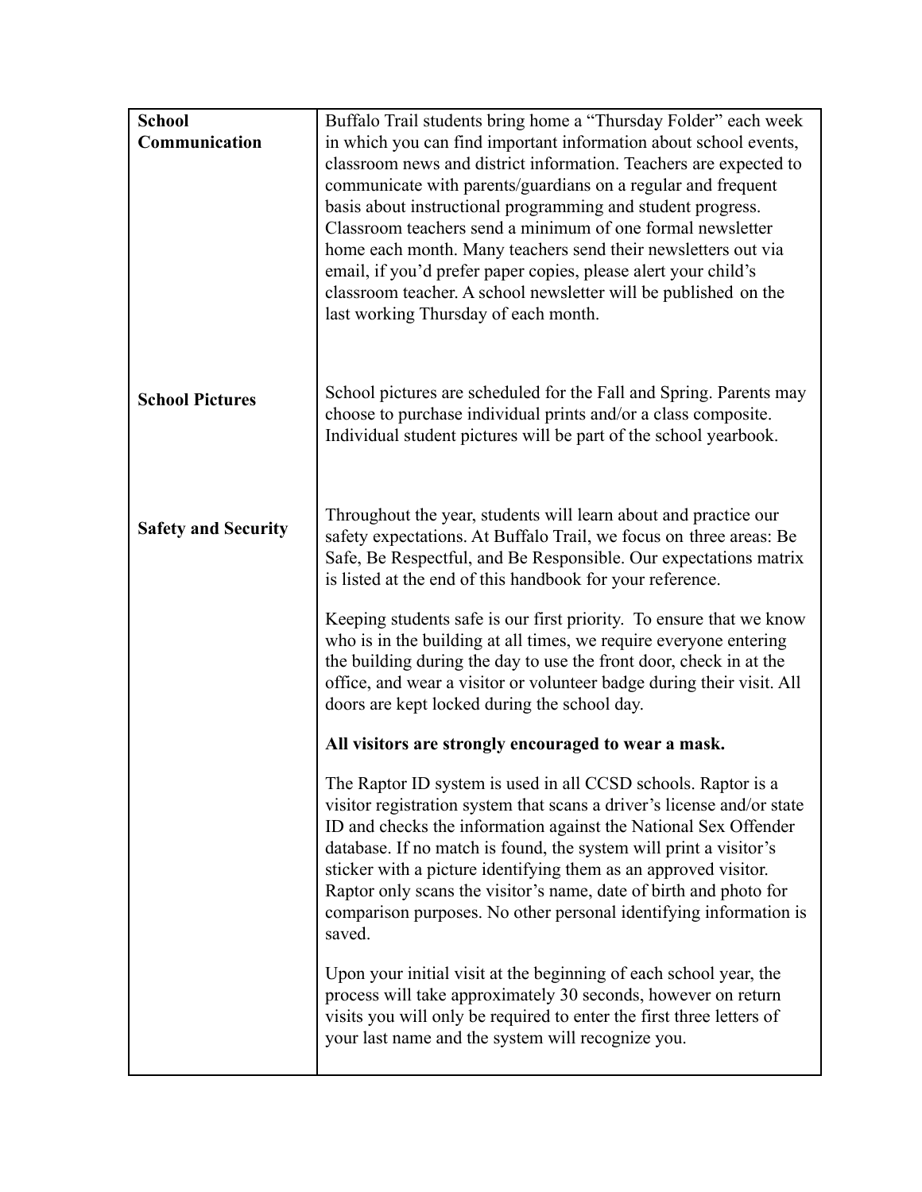| | |
|---|---|
| **School Communication** | Buffalo Trail students bring home a "Thursday Folder" each week in which you can find important information about school events, classroom news and district information. Teachers are expected to communicate with parents/guardians on a regular and frequent basis about instructional programming and student progress. Classroom teachers send a minimum of one formal newsletter home each month. Many teachers send their newsletters out via email, if you'd prefer paper copies, please alert your child's classroom teacher. A school newsletter will be published on the last working Thursday of each month. |
| **School Pictures** | School pictures are scheduled for the Fall and Spring. Parents may choose to purchase individual prints and/or a class composite. Individual student pictures will be part of the school yearbook. |
| **Safety and Security** | Throughout the year, students will learn about and practice our safety expectations. At Buffalo Trail, we focus on three areas: Be Safe, Be Respectful, and Be Responsible. Our expectations matrix is listed at the end of this handbook for your reference.<br><br>Keeping students safe is our first priority. To ensure that we know who is in the building at all times, we require everyone entering the building during the day to use the front door, check in at the office, and wear a visitor or volunteer badge during their visit. All doors are kept locked during the school day.<br><br>**All visitors are strongly encouraged to wear a mask.**<br><br>The Raptor ID system is used in all CCSD schools. Raptor is a visitor registration system that scans a driver's license and/or state ID and checks the information against the National Sex Offender database. If no match is found, the system will print a visitor's sticker with a picture identifying them as an approved visitor. Raptor only scans the visitor's name, date of birth and photo for comparison purposes. No other personal identifying information is saved.<br><br>Upon your initial visit at the beginning of each school year, the process will take approximately 30 seconds, however on return visits you will only be required to enter the first three letters of your last name and the system will recognize you. |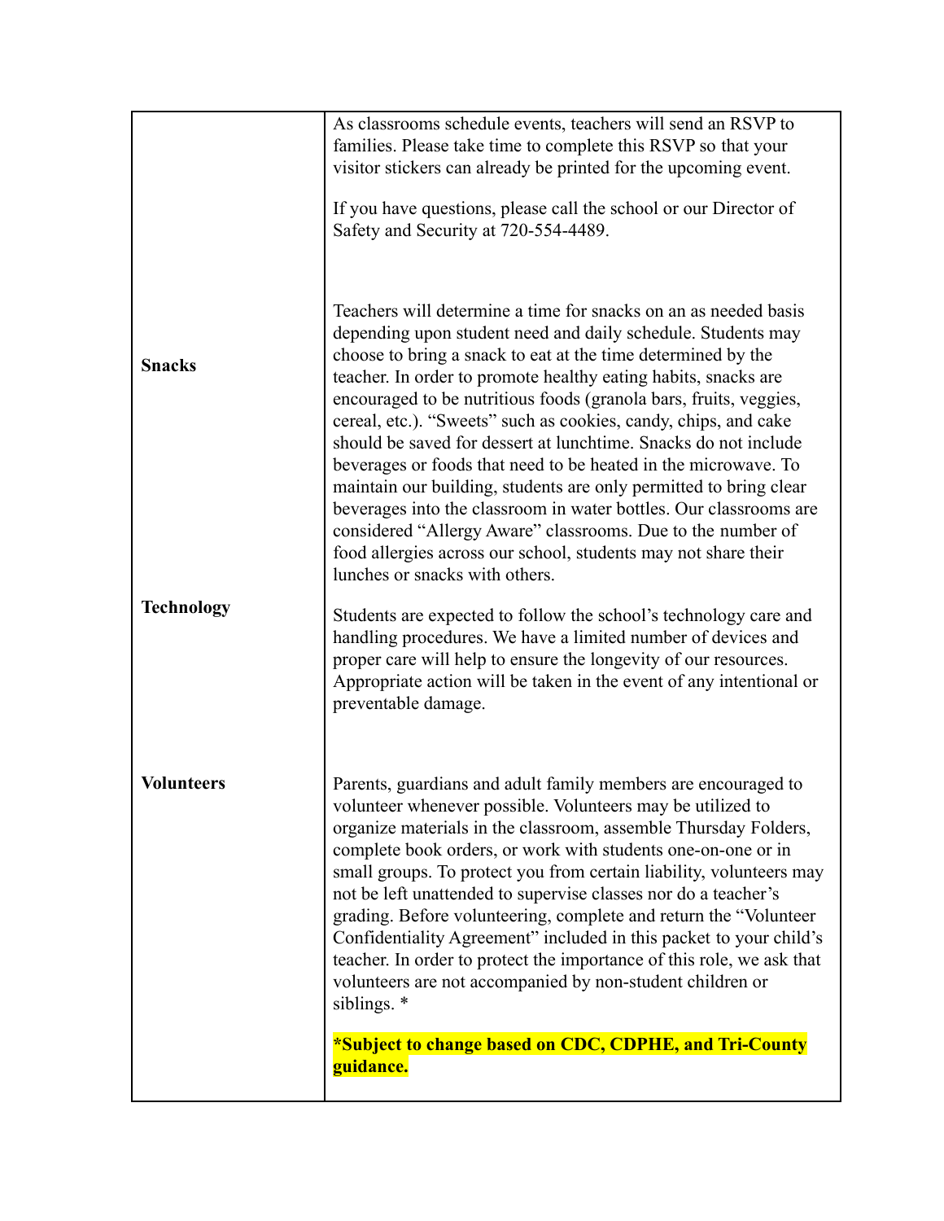| | |
|---|---|
| | As classrooms schedule events, teachers will send an RSVP to families. Please take time to complete this RSVP so that your visitor stickers can already be printed for the upcoming event.<br><br>If you have questions, please call the school or our Director of Safety and Security at 720-554-4489. |
| **Snacks** | Teachers will determine a time for snacks on an as needed basis depending upon student need and daily schedule. Students may choose to bring a snack to eat at the time determined by the teacher. In order to promote healthy eating habits, snacks are encouraged to be nutritious foods (granola bars, fruits, veggies, cereal, etc.). "Sweets" such as cookies, candy, chips, and cake should be saved for dessert at lunchtime. Snacks do not include beverages or foods that need to be heated in the microwave. To maintain our building, students are only permitted to bring clear beverages into the classroom in water bottles. Our classrooms are considered "Allergy Aware" classrooms. Due to the number of food allergies across our school, students may not share their lunches or snacks with others. |
| **Technology** | Students are expected to follow the school's technology care and handling procedures. We have a limited number of devices and proper care will help to ensure the longevity of our resources. Appropriate action will be taken in the event of any intentional or preventable damage. |
| **Volunteers** | Parents, guardians and adult family members are encouraged to volunteer whenever possible. Volunteers may be utilized to organize materials in the classroom, assemble Thursday Folders, complete book orders, or work with students one-on-one or in small groups. To protect you from certain liability, volunteers may not be left unattended to supervise classes nor do a teacher's grading. Before volunteering, complete and return the "Volunteer Confidentiality Agreement" included in this packet to your child's teacher. In order to protect the importance of this role, we ask that volunteers are not accompanied by non-student children or siblings. *<br><br>**\*Subject to change based on CDC, CDPHE, and Tri-County guidance.** |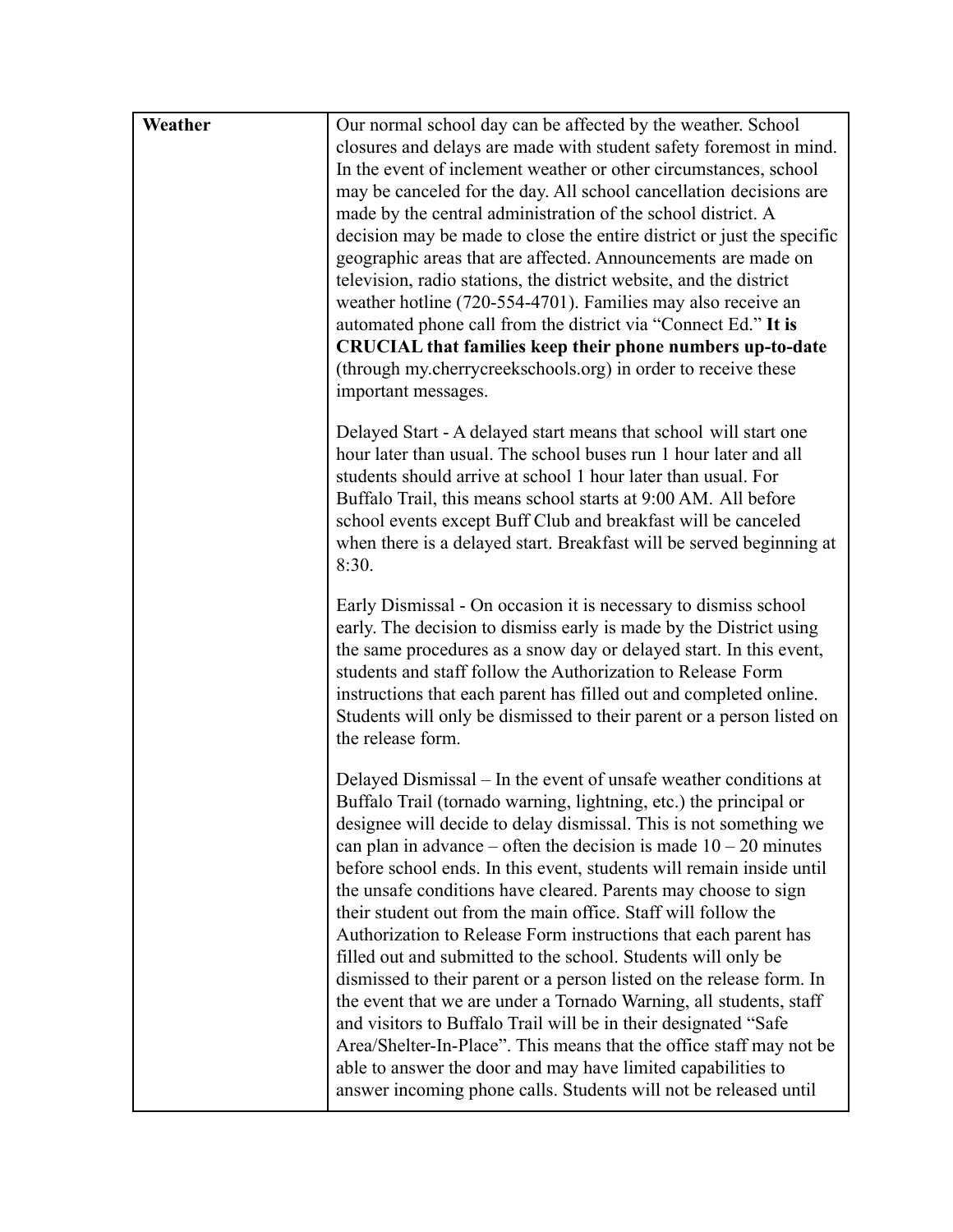| Weather | Our normal school day can be affected by the weather. School closures and delays are made with student safety foremost in mind. In the event of inclement weather or other circumstances, school may be canceled for the day. All school cancellation decisions are made by the central administration of the school district. A decision may be made to close the entire district or just the specific geographic areas that are affected. Announcements are made on television, radio stations, the district website, and the district weather hotline (720-554-4701). Families may also receive an automated phone call from the district via "Connect Ed." **It is CRUCIAL that families keep their phone numbers up-to-date** (through my.cherrycreekschools.org) in order to receive these important messages.<br><br>Delayed Start - A delayed start means that school will start one hour later than usual. The school buses run 1 hour later and all students should arrive at school 1 hour later than usual. For Buffalo Trail, this means school starts at 9:00 AM. All before school events except Buff Club and breakfast will be canceled when there is a delayed start. Breakfast will be served beginning at 8:30.<br><br>Early Dismissal - On occasion it is necessary to dismiss school early. The decision to dismiss early is made by the District using the same procedures as a snow day or delayed start. In this event, students and staff follow the Authorization to Release Form instructions that each parent has filled out and completed online. Students will only be dismissed to their parent or a person listed on the release form.<br><br>Delayed Dismissal – In the event of unsafe weather conditions at Buffalo Trail (tornado warning, lightning, etc.) the principal or designee will decide to delay dismissal. This is not something we can plan in advance – often the decision is made 10 – 20 minutes before school ends. In this event, students will remain inside until the unsafe conditions have cleared. Parents may choose to sign their student out from the main office. Staff will follow the Authorization to Release Form instructions that each parent has filled out and submitted to the school. Students will only be dismissed to their parent or a person listed on the release form. In the event that we are under a Tornado Warning, all students, staff and visitors to Buffalo Trail will be in their designated "Safe Area/Shelter-In-Place". This means that the office staff may not be able to answer the door and may have limited capabilities to answer incoming phone calls. Students will not be released until |
|---|---|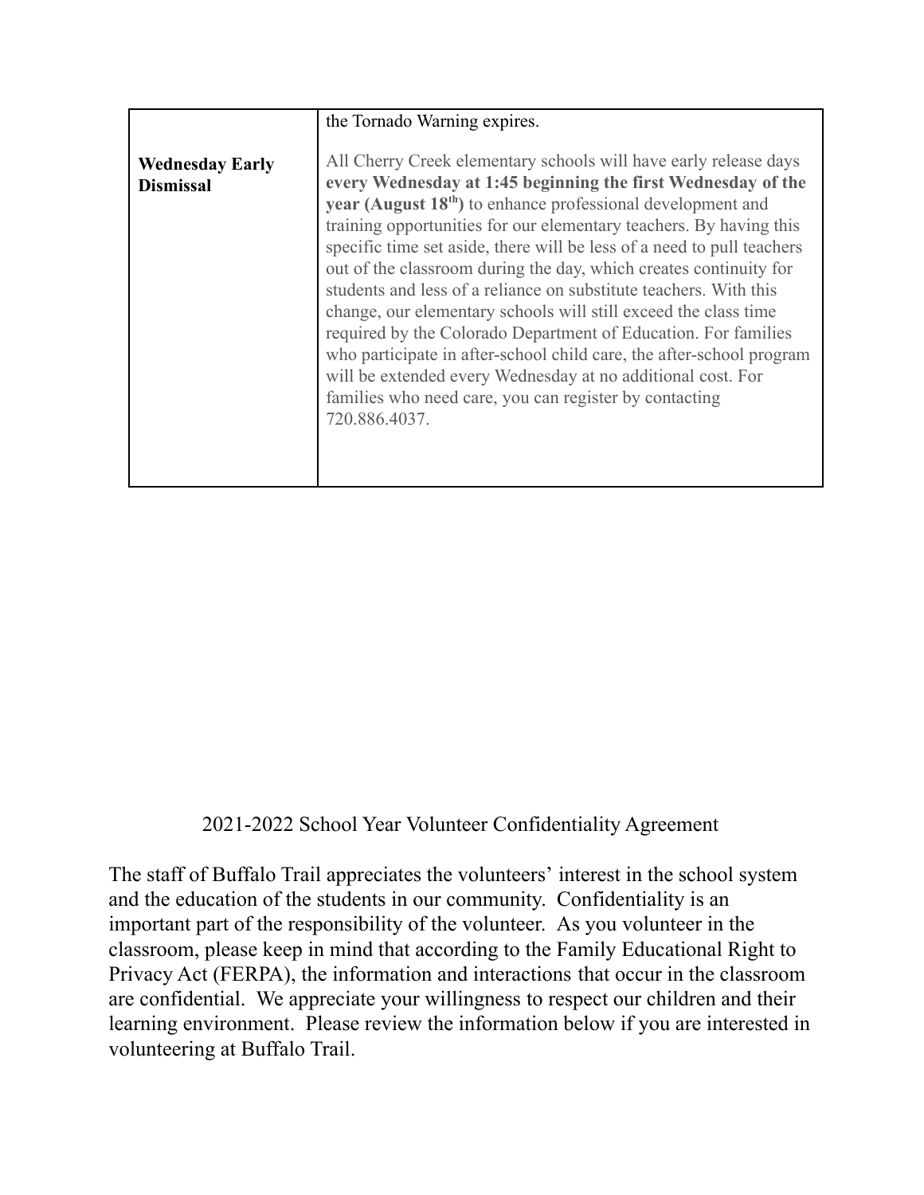| | |
|---|---|
| | the Tornado Warning expires. |
| **Wednesday Early Dismissal** | All Cherry Creek elementary schools will have early release days **every Wednesday at 1:45 beginning the first Wednesday of the year (August 18th)** to enhance professional development and training opportunities for our elementary teachers. By having this specific time set aside, there will be less of a need to pull teachers out of the classroom during the day, which creates continuity for students and less of a reliance on substitute teachers. With this change, our elementary schools will still exceed the class time required by the Colorado Department of Education. For families who participate in after-school child care, the after-school program will be extended every Wednesday at no additional cost. For families who need care, you can register by contacting 720.886.4037. |

## 2021-2022 School Year Volunteer Confidentiality Agreement

The staff of Buffalo Trail appreciates the volunteers' interest in the school system and the education of the students in our community. Confidentiality is an important part of the responsibility of the volunteer. As you volunteer in the classroom, please keep in mind that according to the Family Educational Right to Privacy Act (FERPA), the information and interactions that occur in the classroom are confidential. We appreciate your willingness to respect our children and their learning environment. Please review the information below if you are interested in volunteering at Buffalo Trail.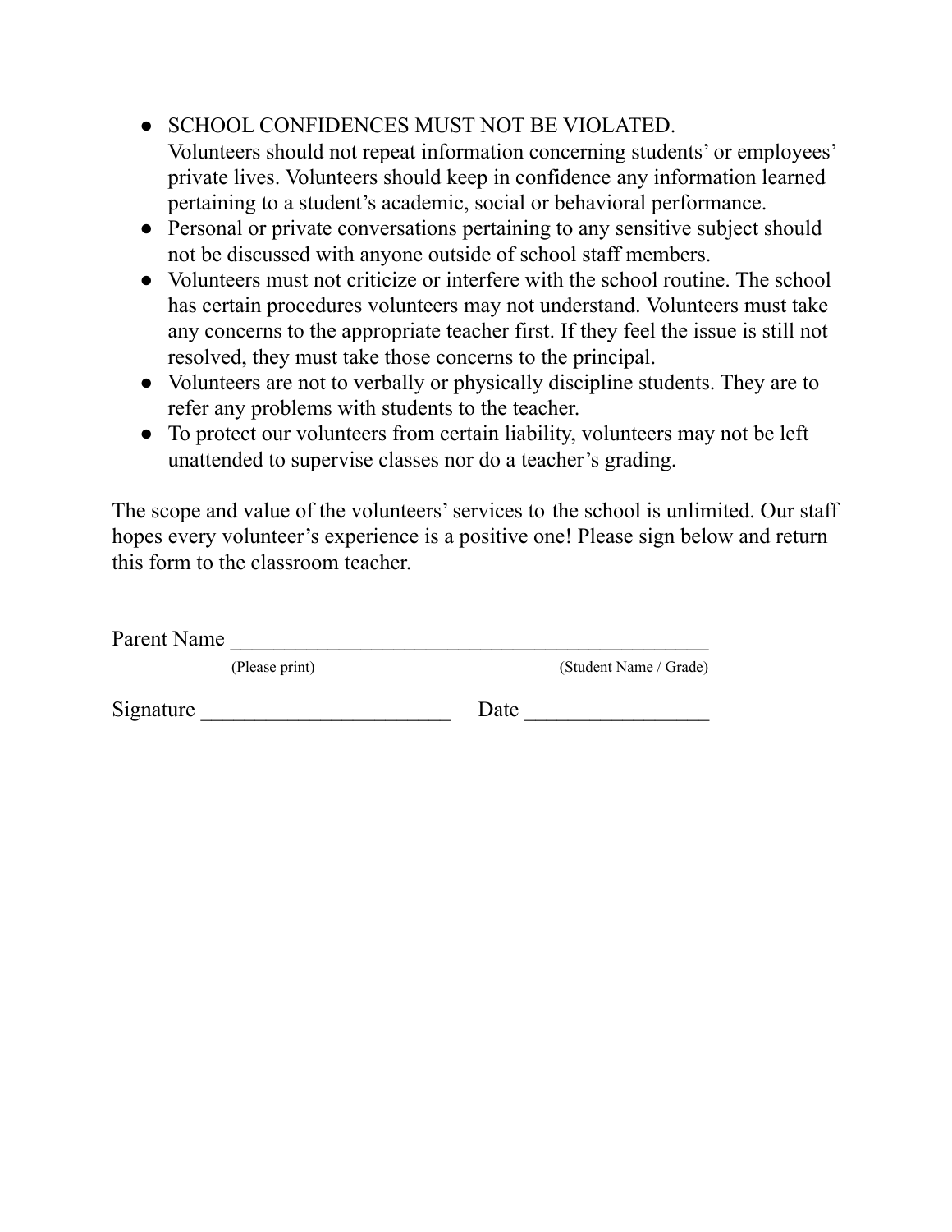- SCHOOL CONFIDENCES MUST NOT BE VIOLATED.
  Volunteers should not repeat information concerning students' or employees' private lives. Volunteers should keep in confidence any information learned pertaining to a student's academic, social or behavioral performance.
- Personal or private conversations pertaining to any sensitive subject should not be discussed with anyone outside of school staff members.
- Volunteers must not criticize or interfere with the school routine. The school has certain procedures volunteers may not understand. Volunteers must take any concerns to the appropriate teacher first. If they feel the issue is still not resolved, they must take those concerns to the principal.
- Volunteers are not to verbally or physically discipline students. They are to refer any problems with students to the teacher.
- To protect our volunteers from certain liability, volunteers may not be left unattended to supervise classes nor do a teacher's grading.

The scope and value of the volunteers' services to the school is unlimited. Our staff hopes every volunteer's experience is a positive one! Please sign below and return this form to the classroom teacher.

Parent Name ___________________________________________

(Please print) (Student Name / Grade)

Signature ______________________ Date ________________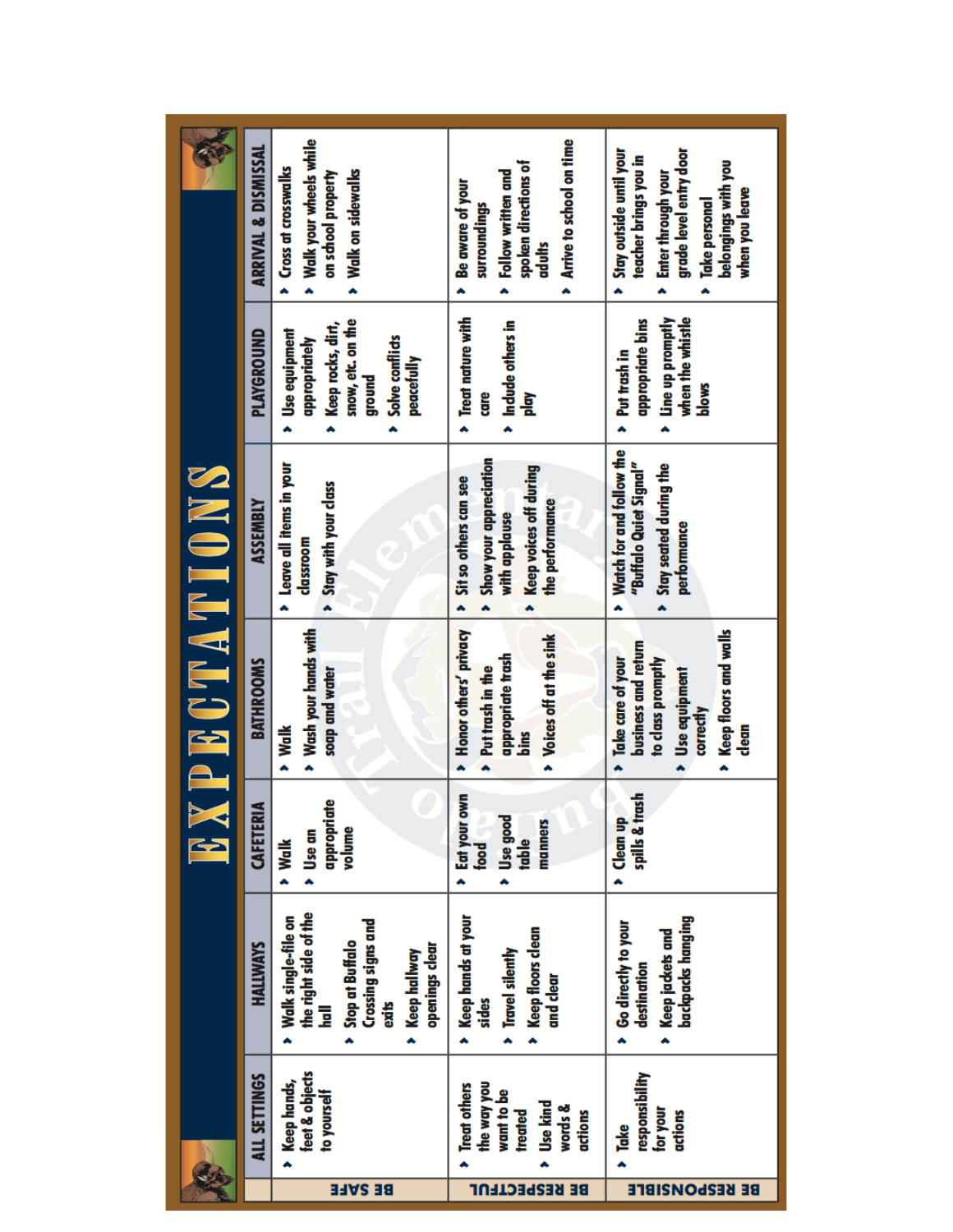# EXPECTATIONS

| | ALL SETTINGS | HALLWAYS | CAFETERIA | BATHROOMS | ASSEMBLY | PLAYGROUND | ARRIVAL & DISMISSAL |
|---|---|---|---|---|---|---|---|
| **BE SAFE** | • Keep hands, feet & objects to yourself | • Walk single-file on the right side of the hall<br>• Stop at Buffalo Crossing signs and exits<br>• Keep hallway openings clear | • Walk<br>• Use an appropriate volume | • Walk<br>• Wash your hands with soap and water | • Leave all items in your classroom<br>• Stay with your class | • Use equipment appropriately<br>• Keep rocks, dirt, snow, etc. on the ground<br>• Solve conflicts peacefully | • Cross at crosswalks<br>• Walk your wheels while on school property<br>• Walk on sidewalks |
| **BE RESPECTFUL** | • Treat others the way you want to be treated<br>• Use kind words & actions | • Keep hands at your sides<br>• Travel silently<br>• Keep floors clean and clear | • Eat your own food<br>• Use good table manners | • Honor others' privacy<br>• Put trash in the appropriate trash bins<br>• Voices off at the sink | • Sit so others can see<br>• Show your appreciation with applause<br>• Keep voices off during the performance | • Treat nature with care<br>• Include others in play | • Be aware of your surroundings<br>• Follow written and spoken directions of adults<br>• Arrive to school on time |
| **BE RESPONSIBLE** | • Take responsibility for your actions | • Go directly to your destination<br>• Keep jackets and backpacks hanging | • Clean up spills & trash | • Take care of your business and return to class promptly<br>• Use equipment correctly<br>• Keep floors and walls clean | • Watch for and follow the "Buffalo Quiet Signal"<br>• Stay seated during the performance | • Put trash in appropriate bins<br>• Line up promptly when the whistle blows | • Stay outside until your teacher brings you in<br>• Enter through your grade level entry door<br>• Take personal belongings with you when you leave |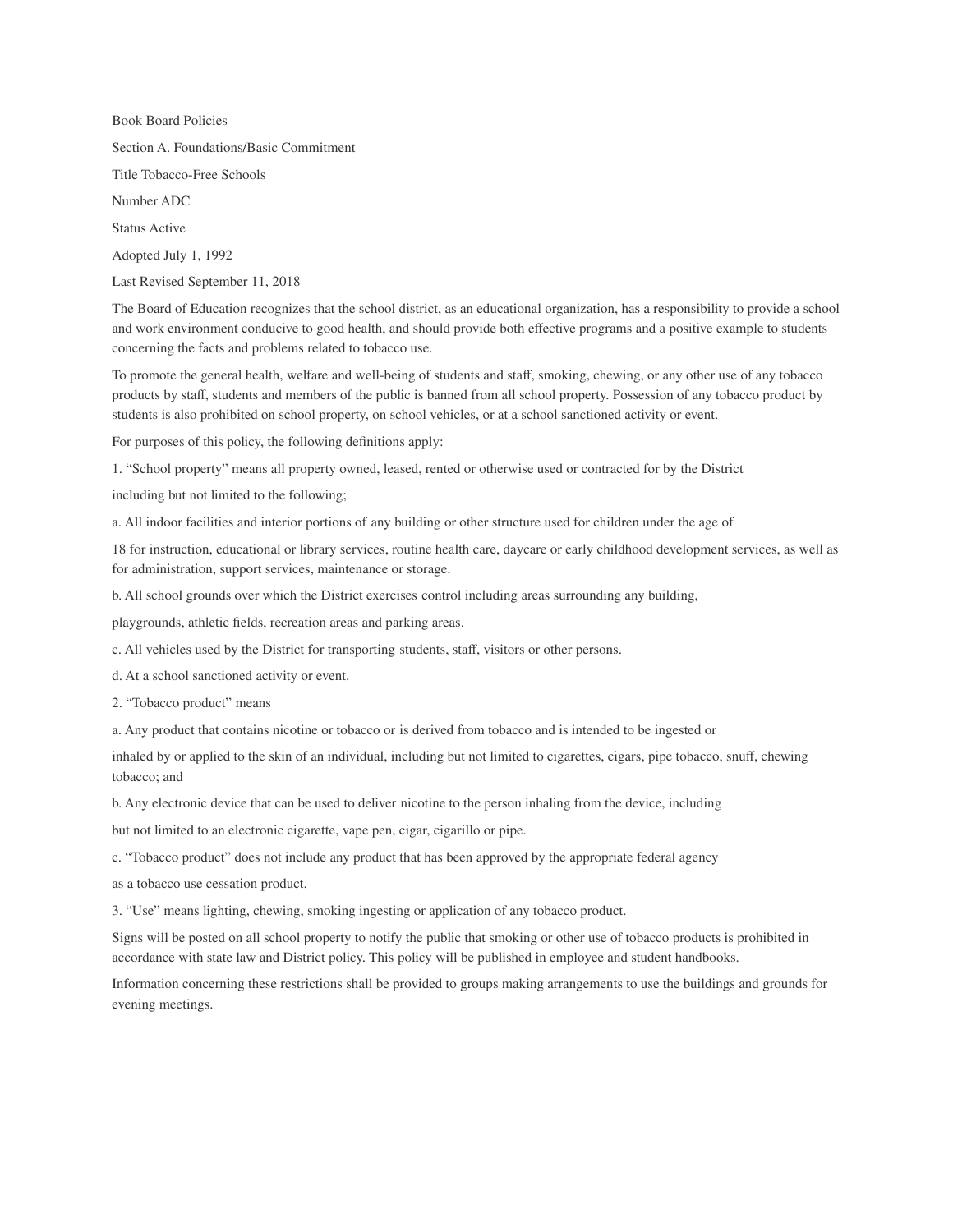Book Board Policies

Section A. Foundations/Basic Commitment

Title Tobacco-Free Schools

Number ADC

Status Active

Adopted July 1, 1992

Last Revised September 11, 2018

The Board of Education recognizes that the school district, as an educational organization, has a responsibility to provide a school and work environment conducive to good health, and should provide both effective programs and a positive example to students concerning the facts and problems related to tobacco use.

To promote the general health, welfare and well-being of students and staff, smoking, chewing, or any other use of any tobacco products by staff, students and members of the public is banned from all school property. Possession of any tobacco product by students is also prohibited on school property, on school vehicles, or at a school sanctioned activity or event.

For purposes of this policy, the following definitions apply:

1. "School property" means all property owned, leased, rented or otherwise used or contracted for by the District including but not limited to the following;

a. All indoor facilities and interior portions of any building or other structure used for children under the age of 18 for instruction, educational or library services, routine health care, daycare or early childhood development services, as well as for administration, support services, maintenance or storage.

b. All school grounds over which the District exercises control including areas surrounding any building, playgrounds, athletic fields, recreation areas and parking areas.

c. All vehicles used by the District for transporting students, staff, visitors or other persons.

d. At a school sanctioned activity or event.

2. "Tobacco product" means

a. Any product that contains nicotine or tobacco or is derived from tobacco and is intended to be ingested or inhaled by or applied to the skin of an individual, including but not limited to cigarettes, cigars, pipe tobacco, snuff, chewing tobacco; and

b. Any electronic device that can be used to deliver nicotine to the person inhaling from the device, including but not limited to an electronic cigarette, vape pen, cigar, cigarillo or pipe.

c. "Tobacco product" does not include any product that has been approved by the appropriate federal agency as a tobacco use cessation product.

3. "Use" means lighting, chewing, smoking ingesting or application of any tobacco product.

Signs will be posted on all school property to notify the public that smoking or other use of tobacco products is prohibited in accordance with state law and District policy. This policy will be published in employee and student handbooks.

Information concerning these restrictions shall be provided to groups making arrangements to use the buildings and grounds for evening meetings.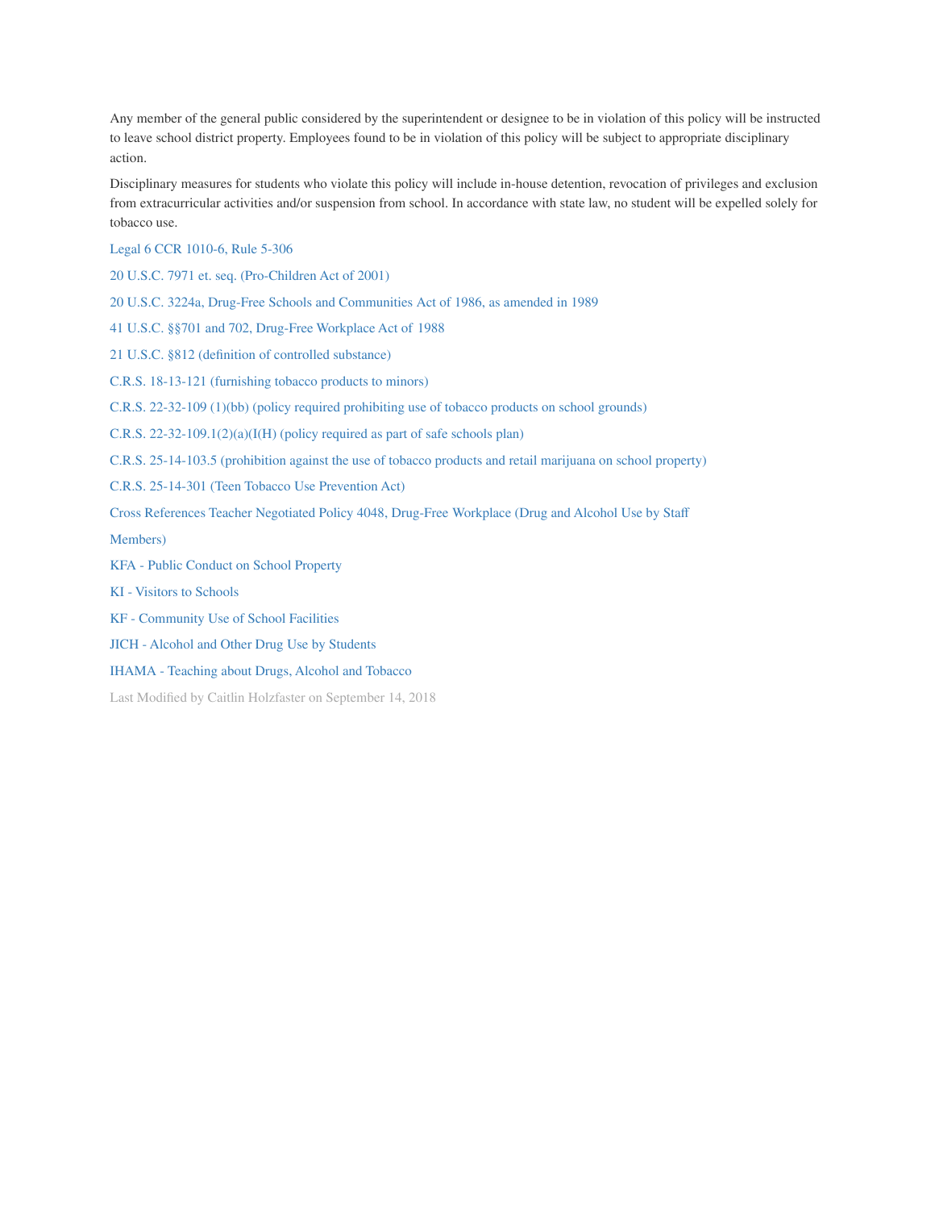Any member of the general public considered by the superintendent or designee to be in violation of this policy will be instructed to leave school district property. Employees found to be in violation of this policy will be subject to appropriate disciplinary action.

Disciplinary measures for students who violate this policy will include in-house detention, revocation of privileges and exclusion from extracurricular activities and/or suspension from school. In accordance with state law, no student will be expelled solely for tobacco use.

Legal 6 CCR 1010-6, Rule 5-306

20 U.S.C. 7971 et. seq. (Pro-Children Act of 2001)

20 U.S.C. 3224a, Drug-Free Schools and Communities Act of 1986, as amended in 1989

41 U.S.C. §§701 and 702, Drug-Free Workplace Act of 1988

21 U.S.C. §812 (definition of controlled substance)

C.R.S. 18-13-121 (furnishing tobacco products to minors)

C.R.S. 22-32-109 (1)(bb) (policy required prohibiting use of tobacco products on school grounds)

C.R.S. 22-32-109.1(2)(a)(I(H) (policy required as part of safe schools plan)

C.R.S. 25-14-103.5 (prohibition against the use of tobacco products and retail marijuana on school property)

C.R.S. 25-14-301 (Teen Tobacco Use Prevention Act)

Cross References Teacher Negotiated Policy 4048, Drug-Free Workplace (Drug and Alcohol Use by Staff Members)

KFA - Public Conduct on School Property

KI - Visitors to Schools

KF - Community Use of School Facilities

JICH - Alcohol and Other Drug Use by Students

IHAMA - Teaching about Drugs, Alcohol and Tobacco

Last Modified by Caitlin Holzfaster on September 14, 2018